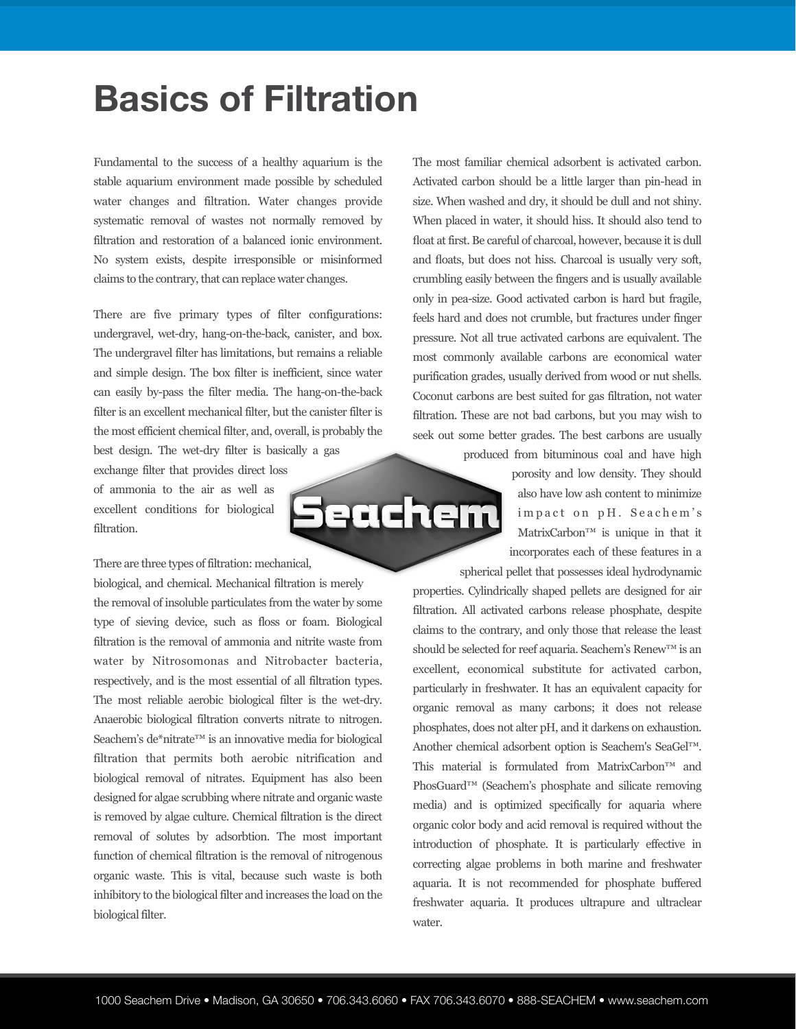# Basics of Filtration

Fundamental to the success of a healthy aquarium is the stable aquarium environment made possible by scheduled water changes and filtration. Water changes provide systematic removal of wastes not normally removed by filtration and restoration of a balanced ionic environment. No system exists, despite irresponsible or misinformed claims to the contrary, that can replace water changes.

There are five primary types of filter configurations: undergravel, wet-dry, hang-on-the-back, canister, and box. The undergravel filter has limitations, but remains a reliable and simple design. The box filter is inefficient, since water can easily by-pass the filter media. The hang-on-the-back filter is an excellent mechanical filter, but the canister filter is the most efficient chemical filter, and, overall, is probably the best design. The wet-dry filter is basically a gas exchange filter that provides direct loss of ammonia to the air as well as excellent conditions for biological filtration.

There are three types of filtration: mechanical, biological, and chemical. Mechanical filtration is merely the removal of insoluble particulates from the water by some type of sieving device, such as floss or foam. Biological filtration is the removal of ammonia and nitrite waste from water by Nitrosomonas and Nitrobacter bacteria, respectively, and is the most essential of all filtration types. The most reliable aerobic biological filter is the wet-dry. Anaerobic biological filtration converts nitrate to nitrogen. Seachem's de*nitrate™ is an innovative media for biological filtration that permits both aerobic nitrification and biological removal of nitrates. Equipment has also been designed for algae scrubbing where nitrate and organic waste is removed by algae culture. Chemical filtration is the direct removal of solutes by adsorbtion. The most important function of chemical filtration is the removal of nitrogenous organic waste. This is vital, because such waste is both inhibitory to the biological filter and increases the load on the biological filter.

The most familiar chemical adsorbent is activated carbon. Activated carbon should be a little larger than pin-head in size. When washed and dry, it should be dull and not shiny. When placed in water, it should hiss. It should also tend to float at first. Be careful of charcoal, however, because it is dull and floats, but does not hiss. Charcoal is usually very soft, crumbling easily between the fingers and is usually available only in pea-size. Good activated carbon is hard but fragile, feels hard and does not crumble, but fractures under finger pressure. Not all true activated carbons are equivalent. The most commonly available carbons are economical water purification grades, usually derived from wood or nut shells. Coconut carbons are best suited for gas filtration, not water filtration. These are not bad carbons, but you may wish to seek out some better grades. The best carbons are usually produced from bituminous coal and have high porosity and low density. They should also have low ash content to minimize impact on pH. Seachem's MatrixCarbon™ is unique in that it incorporates each of these features in a spherical pellet that possesses ideal hydrodynamic properties. Cylindrically shaped pellets are designed for air filtration. All activated carbons release phosphate, despite claims to the contrary, and only those that release the least should be selected for reef aquaria. Seachem's Renew™ is an excellent, economical substitute for activated carbon, particularly in freshwater. It has an equivalent capacity for organic removal as many carbons; it does not release phosphates, does not alter pH, and it darkens on exhaustion. Another chemical adsorbent option is Seachem's SeaGel™. This material is formulated from MatrixCarbon™ and PhosGuard™ (Seachem's phosphate and silicate removing media) and is optimized specifically for aquaria where organic color body and acid removal is required without the introduction of phosphate. It is particularly effective in correcting algae problems in both marine and freshwater aquaria. It is not recommended for phosphate buffered freshwater aquaria. It produces ultrapure and ultraclear water.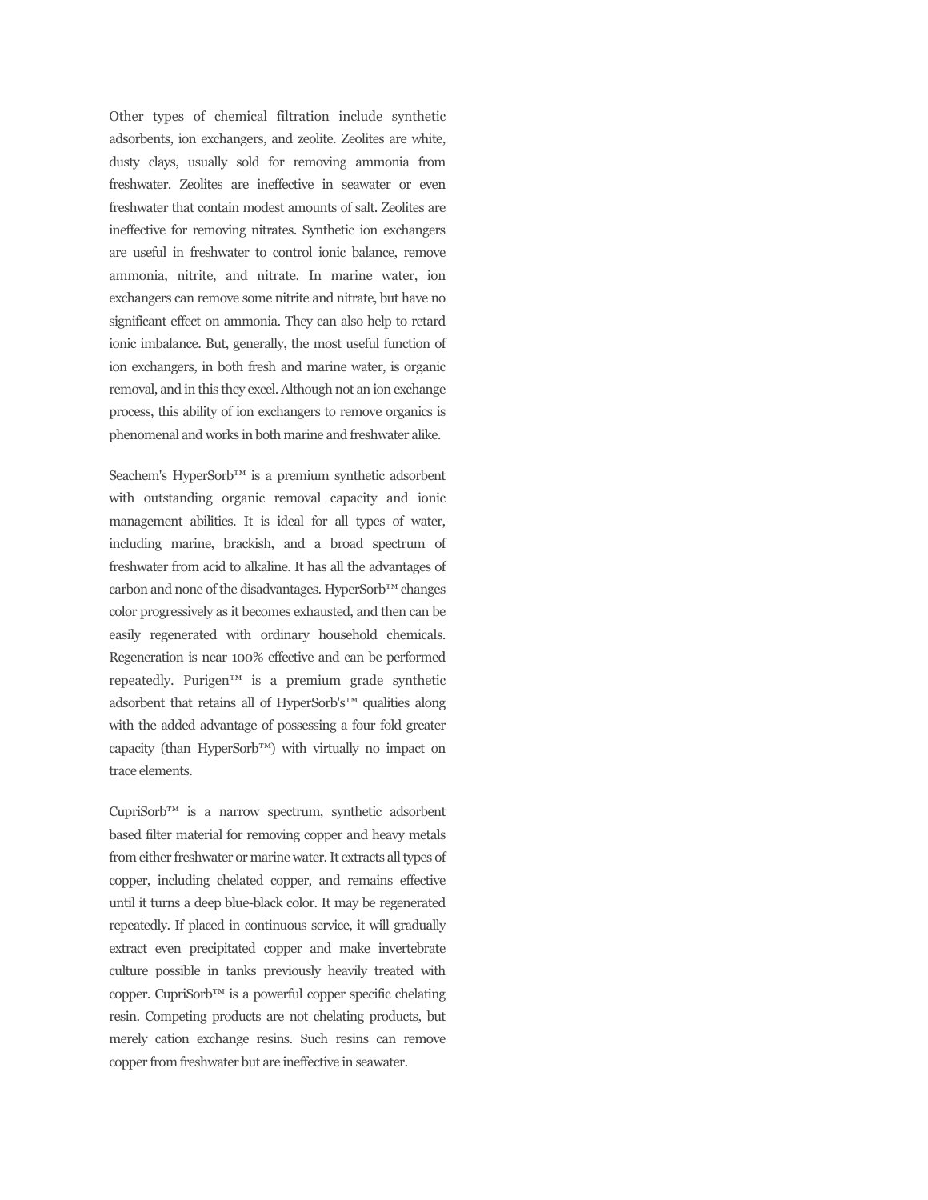Other types of chemical filtration include synthetic adsorbents, ion exchangers, and zeolite. Zeolites are white, dusty clays, usually sold for removing ammonia from freshwater. Zeolites are ineffective in seawater or even freshwater that contain modest amounts of salt. Zeolites are ineffective for removing nitrates. Synthetic ion exchangers are useful in freshwater to control ionic balance, remove ammonia, nitrite, and nitrate. In marine water, ion exchangers can remove some nitrite and nitrate, but have no significant effect on ammonia. They can also help to retard ionic imbalance. But, generally, the most useful function of ion exchangers, in both fresh and marine water, is organic removal, and in this they excel. Although not an ion exchange process, this ability of ion exchangers to remove organics is phenomenal and works in both marine and freshwater alike.

Seachem's HyperSorb™ is a premium synthetic adsorbent with outstanding organic removal capacity and ionic management abilities. It is ideal for all types of water, including marine, brackish, and a broad spectrum of freshwater from acid to alkaline. It has all the advantages of carbon and none of the disadvantages. HyperSorb™ changes color progressively as it becomes exhausted, and then can be easily regenerated with ordinary household chemicals. Regeneration is near 100% effective and can be performed repeatedly. Purigen™ is a premium grade synthetic adsorbent that retains all of HyperSorb's™ qualities along with the added advantage of possessing a four fold greater capacity (than HyperSorb™) with virtually no impact on trace elements.

CupriSorb™ is a narrow spectrum, synthetic adsorbent based filter material for removing copper and heavy metals from either freshwater or marine water. It extracts all types of copper, including chelated copper, and remains effective until it turns a deep blue-black color. It may be regenerated repeatedly. If placed in continuous service, it will gradually extract even precipitated copper and make invertebrate culture possible in tanks previously heavily treated with copper. CupriSorb™ is a powerful copper specific chelating resin. Competing products are not chelating products, but merely cation exchange resins. Such resins can remove copper from freshwater but are ineffective in seawater.